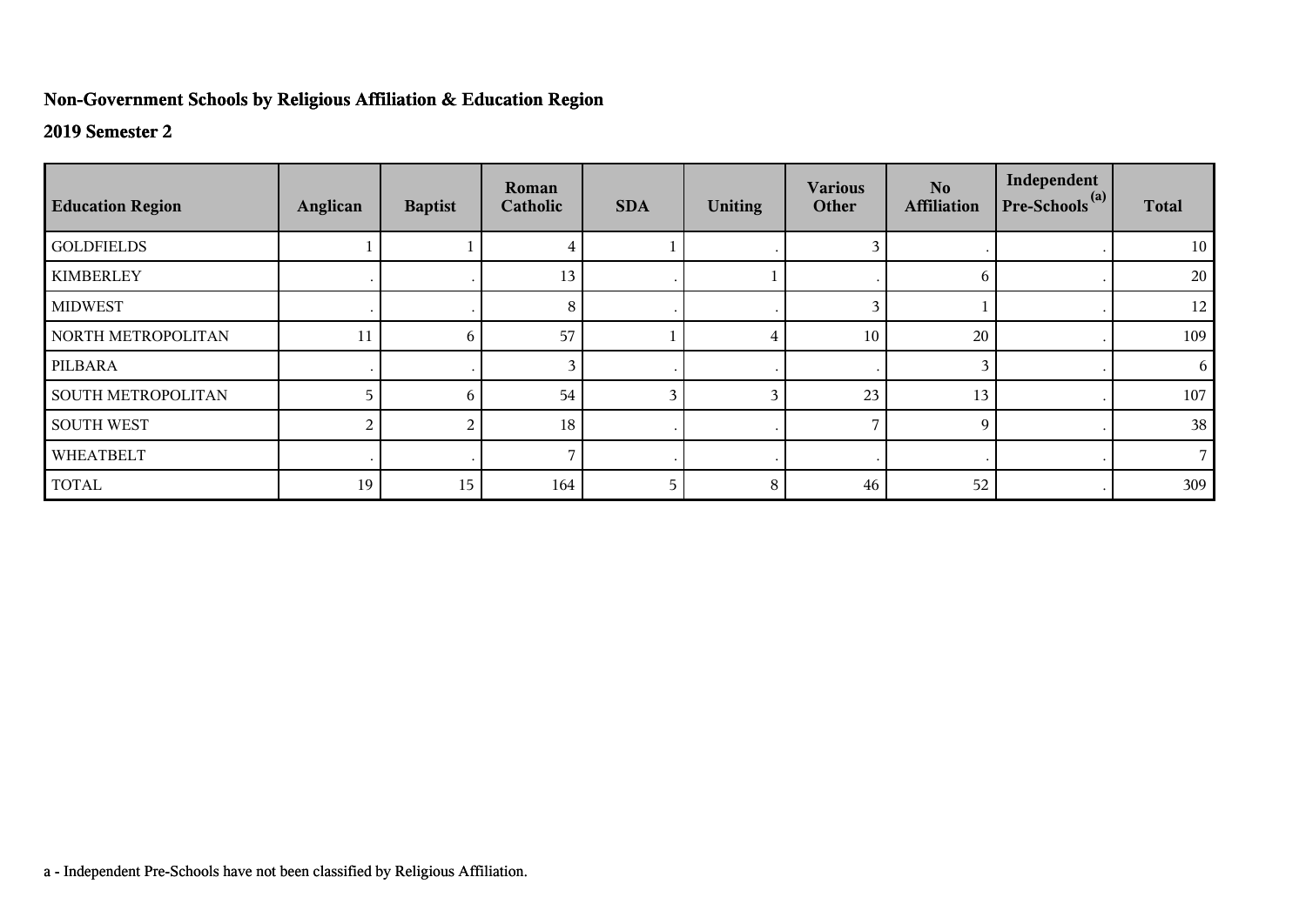## Non-Government Schools by Religious Affiliation & Education Region

### 2019 Semester 2

| Education Region | Anglican | Baptist | Roman Catholic | SDA | Uniting | Various Other | No Affiliation | Independent Pre-Schools [(a)] | Total |
|---|---|---|---|---|---|---|---|---|---|
| GOLDFIELDS | 1 | 1 | 4 | 1 | . | 3 | . | . | 10 |
| KIMBERLEY | . | . | 13 | . | 1 | . | 6 | . | 20 |
| MIDWEST | . | . | 8 | . | . | 3 | 1 | . | 12 |
| NORTH METROPOLITAN | 11 | 6 | 57 | 1 | 4 | 10 | 20 | . | 109 |
| PILBARA | . | . | 3 | . | . | . | 3 | . | 6 |
| SOUTH METROPOLITAN | 5 | 6 | 54 | 3 | 3 | 23 | 13 | . | 107 |
| SOUTH WEST | 2 | 2 | 18 | . | . | 7 | 9 | . | 38 |
| WHEATBELT | . | . | 7 | . | . | . | . | . | 7 |
| TOTAL | 19 | 15 | 164 | 5 | 8 | 46 | 52 | . | 309 |

a - Independent Pre-Schools have not been classified by Religious Affiliation.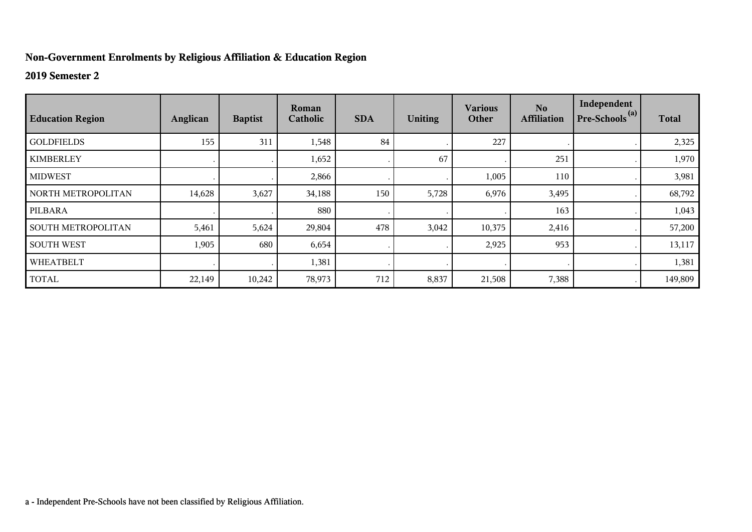## Non-Government Enrolments by Religious Affiliation & Education Region

### 2019 Semester 2

| Education Region | Anglican | Baptist | Roman Catholic | SDA | Uniting | Various Other | No Affiliation | Independent Pre-Schools [(a)] | Total |
|---|---|---|---|---|---|---|---|---|---|
| GOLDFIELDS | 155 | 311 | 1,548 | 84 | . | 227 | . | . | 2,325 |
| KIMBERLEY | . | . | 1,652 | . | 67 | . | 251 | . | 1,970 |
| MIDWEST | . | . | 2,866 | . | . | 1,005 | 110 | . | 3,981 |
| NORTH METROPOLITAN | 14,628 | 3,627 | 34,188 | 150 | 5,728 | 6,976 | 3,495 | . | 68,792 |
| PILBARA | . | . | 880 | . | . | . | 163 | . | 1,043 |
| SOUTH METROPOLITAN | 5,461 | 5,624 | 29,804 | 478 | 3,042 | 10,375 | 2,416 | . | 57,200 |
| SOUTH WEST | 1,905 | 680 | 6,654 | . | . | 2,925 | 953 | . | 13,117 |
| WHEATBELT | . | . | 1,381 | . | . | . | . | . | 1,381 |
| TOTAL | 22,149 | 10,242 | 78,973 | 712 | 8,837 | 21,508 | 7,388 | . | 149,809 |

a - Independent Pre-Schools have not been classified by Religious Affiliation.